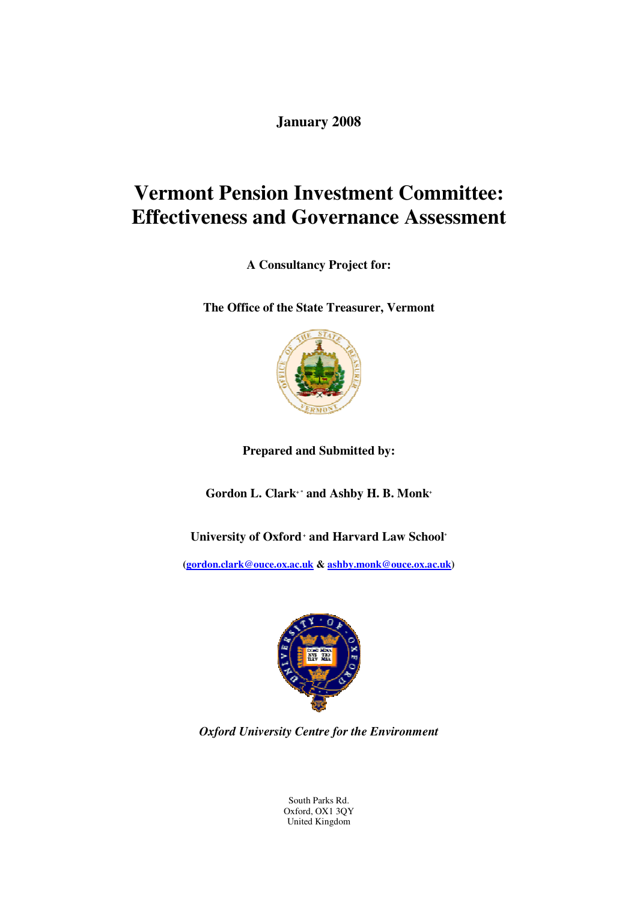**January 2008**

# Vermont Pension Investment Committee: Effectiveness and Governance Assessment

**A Consultancy Project for:**

**The Office of the State Treasurer, Vermont**

**Prepared and Submitted by:**

**Gordon L. Clark[+*] and Ashby H. B. Monk[+]**

**University of Oxford[+] and Harvard Law School[*]**

(gordon.clark@ouce.ox.ac.uk & ashby.monk@ouce.ox.ac.uk)

*Oxford University Centre for the Environment*

South Parks Rd.
Oxford, OX1 3QY
United Kingdom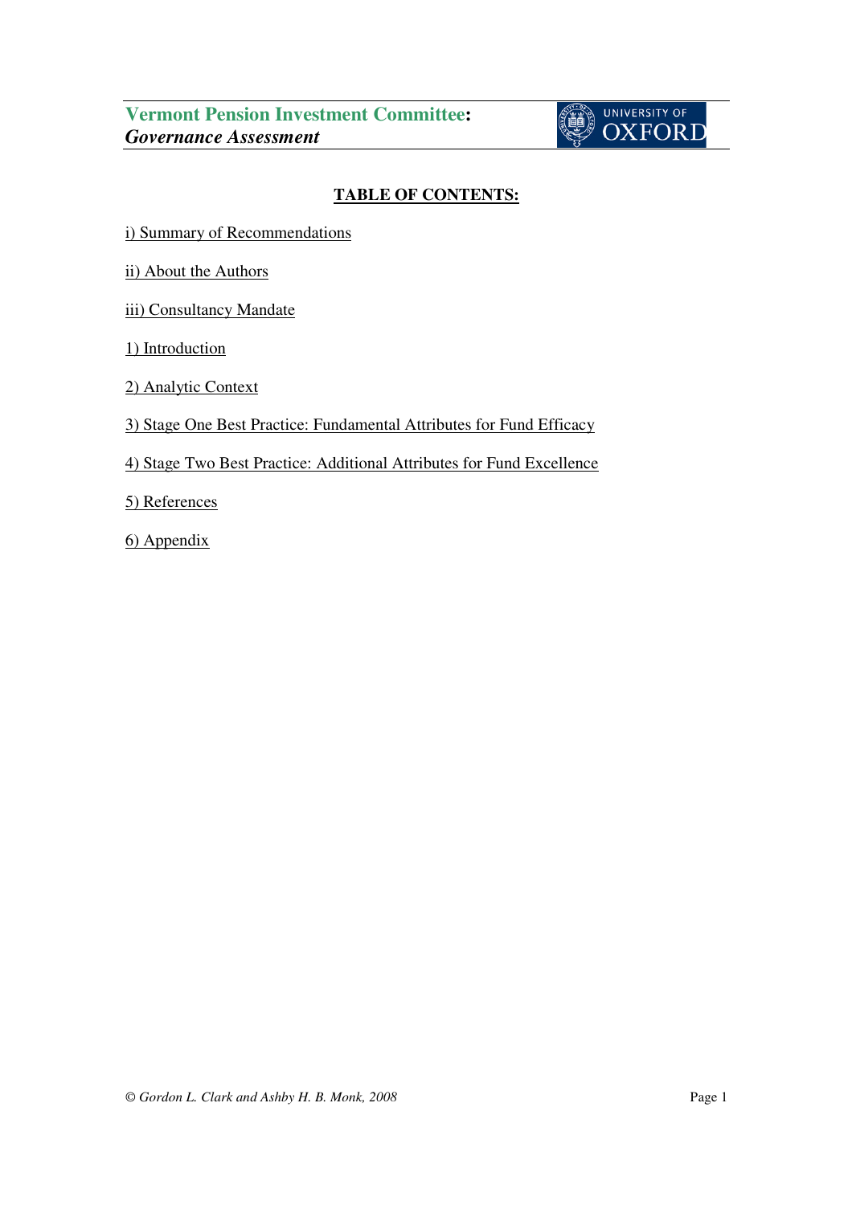## TABLE OF CONTENTS:

i) Summary of Recommendations

ii) About the Authors

iii) Consultancy Mandate

1) Introduction

2) Analytic Context

3) Stage One Best Practice: Fundamental Attributes for Fund Efficacy

4) Stage Two Best Practice: Additional Attributes for Fund Excellence

5) References

6) Appendix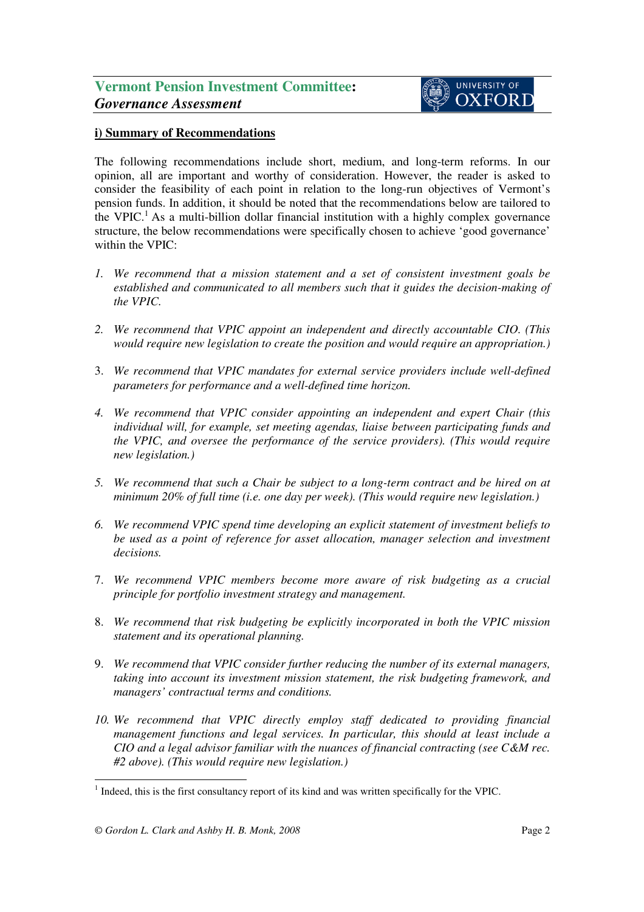## i) Summary of Recommendations

The following recommendations include short, medium, and long-term reforms. In our opinion, all are important and worthy of consideration. However, the reader is asked to consider the feasibility of each point in relation to the long-run objectives of Vermont's pension funds. In addition, it should be noted that the recommendations below are tailored to the VPIC.[1] As a multi-billion dollar financial institution with a highly complex governance structure, the below recommendations were specifically chosen to achieve 'good governance' within the VPIC:

1. *We recommend that a mission statement and a set of consistent investment goals be established and communicated to all members such that it guides the decision-making of the VPIC.*

2. *We recommend that VPIC appoint an independent and directly accountable CIO. (This would require new legislation to create the position and would require an appropriation.)*

3. *We recommend that VPIC mandates for external service providers include well-defined parameters for performance and a well-defined time horizon.*

4. *We recommend that VPIC consider appointing an independent and expert Chair (this individual will, for example, set meeting agendas, liaise between participating funds and the VPIC, and oversee the performance of the service providers). (This would require new legislation.)*

5. *We recommend that such a Chair be subject to a long-term contract and be hired on at minimum 20% of full time (i.e. one day per week). (This would require new legislation.)*

6. *We recommend VPIC spend time developing an explicit statement of investment beliefs to be used as a point of reference for asset allocation, manager selection and investment decisions.*

7. *We recommend VPIC members become more aware of risk budgeting as a crucial principle for portfolio investment strategy and management.*

8. *We recommend that risk budgeting be explicitly incorporated in both the VPIC mission statement and its operational planning.*

9. *We recommend that VPIC consider further reducing the number of its external managers, taking into account its investment mission statement, the risk budgeting framework, and managers' contractual terms and conditions.*

10. *We recommend that VPIC directly employ staff dedicated to providing financial management functions and legal services. In particular, this should at least include a CIO and a legal advisor familiar with the nuances of financial contracting (see C&M rec. #2 above). (This would require new legislation.)*

[1] Indeed, this is the first consultancy report of its kind and was written specifically for the VPIC.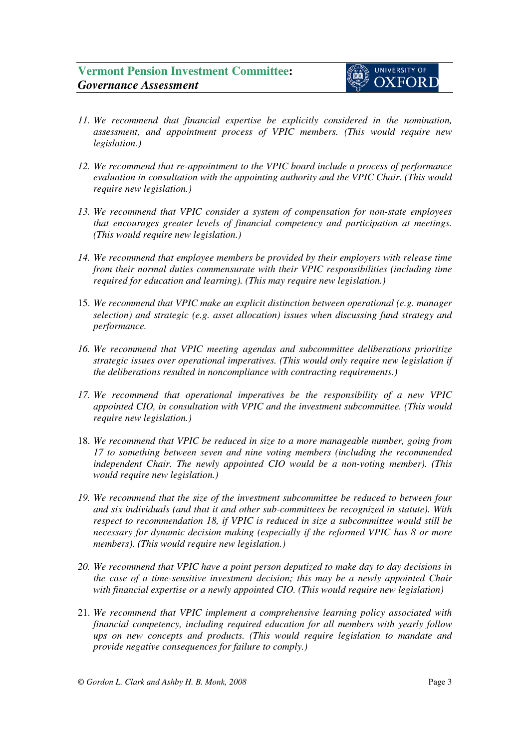11. *We recommend that financial expertise be explicitly considered in the nomination, assessment, and appointment process of VPIC members. (This would require new legislation.)*

12. *We recommend that re-appointment to the VPIC board include a process of performance evaluation in consultation with the appointing authority and the VPIC Chair. (This would require new legislation.)*

13. *We recommend that VPIC consider a system of compensation for non-state employees that encourages greater levels of financial competency and participation at meetings. (This would require new legislation.)*

14. *We recommend that employee members be provided by their employers with release time from their normal duties commensurate with their VPIC responsibilities (including time required for education and learning). (This may require new legislation.)*

15. *We recommend that VPIC make an explicit distinction between operational (e.g. manager selection) and strategic (e.g. asset allocation) issues when discussing fund strategy and performance.*

16. *We recommend that VPIC meeting agendas and subcommittee deliberations prioritize strategic issues over operational imperatives. (This would only require new legislation if the deliberations resulted in noncompliance with contracting requirements.)*

17. *We recommend that operational imperatives be the responsibility of a new VPIC appointed CIO, in consultation with VPIC and the investment subcommittee. (This would require new legislation.)*

18. *We recommend that VPIC be reduced in size to a more manageable number, going from 17 to something between seven and nine voting members (including the recommended independent Chair. The newly appointed CIO would be a non-voting member). (This would require new legislation.)*

19. *We recommend that the size of the investment subcommittee be reduced to between four and six individuals (and that it and other sub-committees be recognized in statute). With respect to recommendation 18, if VPIC is reduced in size a subcommittee would still be necessary for dynamic decision making (especially if the reformed VPIC has 8 or more members). (This would require new legislation.)*

20. *We recommend that VPIC have a point person deputized to make day to day decisions in the case of a time-sensitive investment decision; this may be a newly appointed Chair with financial expertise or a newly appointed CIO. (This would require new legislation)*

21. *We recommend that VPIC implement a comprehensive learning policy associated with financial competency, including required education for all members with yearly follow ups on new concepts and products. (This would require legislation to mandate and provide negative consequences for failure to comply.)*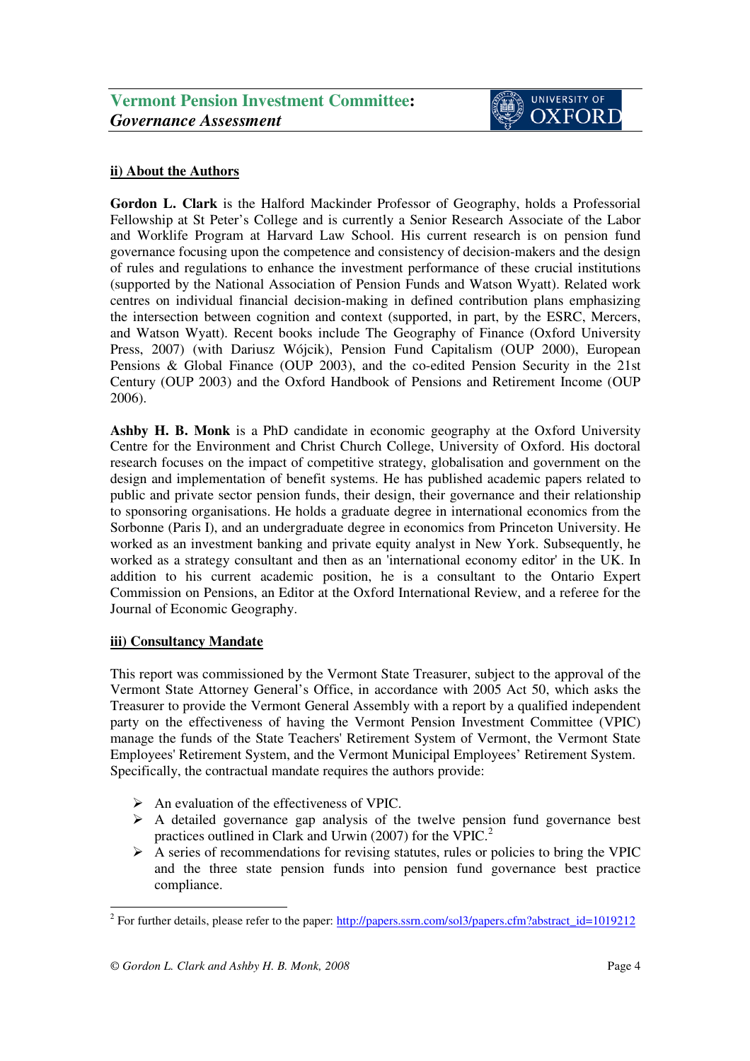## ii) About the Authors

**Gordon L. Clark** is the Halford Mackinder Professor of Geography, holds a Professorial Fellowship at St Peter's College and is currently a Senior Research Associate of the Labor and Worklife Program at Harvard Law School. His current research is on pension fund governance focusing upon the competence and consistency of decision-makers and the design of rules and regulations to enhance the investment performance of these crucial institutions (supported by the National Association of Pension Funds and Watson Wyatt). Related work centres on individual financial decision-making in defined contribution plans emphasizing the intersection between cognition and context (supported, in part, by the ESRC, Mercers, and Watson Wyatt). Recent books include The Geography of Finance (Oxford University Press, 2007) (with Dariusz Wójcik), Pension Fund Capitalism (OUP 2000), European Pensions & Global Finance (OUP 2003), and the co-edited Pension Security in the 21st Century (OUP 2003) and the Oxford Handbook of Pensions and Retirement Income (OUP 2006).

**Ashby H. B. Monk** is a PhD candidate in economic geography at the Oxford University Centre for the Environment and Christ Church College, University of Oxford. His doctoral research focuses on the impact of competitive strategy, globalisation and government on the design and implementation of benefit systems. He has published academic papers related to public and private sector pension funds, their design, their governance and their relationship to sponsoring organisations. He holds a graduate degree in international economics from the Sorbonne (Paris I), and an undergraduate degree in economics from Princeton University. He worked as an investment banking and private equity analyst in New York. Subsequently, he worked as a strategy consultant and then as an 'international economy editor' in the UK. In addition to his current academic position, he is a consultant to the Ontario Expert Commission on Pensions, an Editor at the Oxford International Review, and a referee for the Journal of Economic Geography.

## iii) Consultancy Mandate

This report was commissioned by the Vermont State Treasurer, subject to the approval of the Vermont State Attorney General's Office, in accordance with 2005 Act 50, which asks the Treasurer to provide the Vermont General Assembly with a report by a qualified independent party on the effectiveness of having the Vermont Pension Investment Committee (VPIC) manage the funds of the State Teachers' Retirement System of Vermont, the Vermont State Employees' Retirement System, and the Vermont Municipal Employees' Retirement System. Specifically, the contractual mandate requires the authors provide:

- An evaluation of the effectiveness of VPIC.
- A detailed governance gap analysis of the twelve pension fund governance best practices outlined in Clark and Urwin (2007) for the VPIC.[2]
- A series of recommendations for revising statutes, rules or policies to bring the VPIC and the three state pension funds into pension fund governance best practice compliance.

[2] For further details, please refer to the paper: http://papers.ssrn.com/sol3/papers.cfm?abstract_id=1019212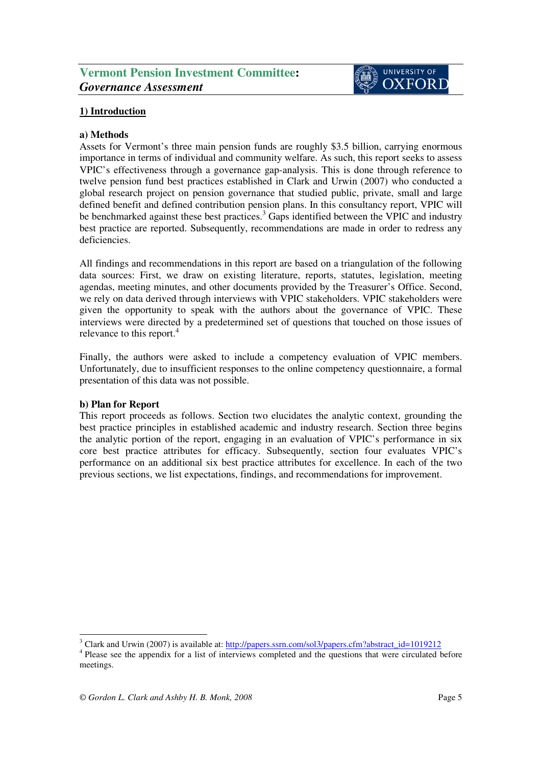## 1) Introduction

### a) Methods

Assets for Vermont's three main pension funds are roughly $3.5 billion, carrying enormous importance in terms of individual and community welfare. As such, this report seeks to assess VPIC's effectiveness through a governance gap-analysis. This is done through reference to twelve pension fund best practices established in Clark and Urwin (2007) who conducted a global research project on pension governance that studied public, private, small and large defined benefit and defined contribution pension plans. In this consultancy report, VPIC will be benchmarked against these best practices.[3] Gaps identified between the VPIC and industry best practice are reported. Subsequently, recommendations are made in order to redress any deficiencies.

All findings and recommendations in this report are based on a triangulation of the following data sources: First, we draw on existing literature, reports, statutes, legislation, meeting agendas, meeting minutes, and other documents provided by the Treasurer's Office. Second, we rely on data derived through interviews with VPIC stakeholders. VPIC stakeholders were given the opportunity to speak with the authors about the governance of VPIC. These interviews were directed by a predetermined set of questions that touched on those issues of relevance to this report.[4]

Finally, the authors were asked to include a competency evaluation of VPIC members. Unfortunately, due to insufficient responses to the online competency questionnaire, a formal presentation of this data was not possible.

### b) Plan for Report

This report proceeds as follows. Section two elucidates the analytic context, grounding the best practice principles in established academic and industry research. Section three begins the analytic portion of the report, engaging in an evaluation of VPIC's performance in six core best practice attributes for efficacy. Subsequently, section four evaluates VPIC's performance on an additional six best practice attributes for excellence. In each of the two previous sections, we list expectations, findings, and recommendations for improvement.

---

[3] Clark and Urwin (2007) is available at: http://papers.ssrn.com/sol3/papers.cfm?abstract_id=1019212

[4] Please see the appendix for a list of interviews completed and the questions that were circulated before meetings.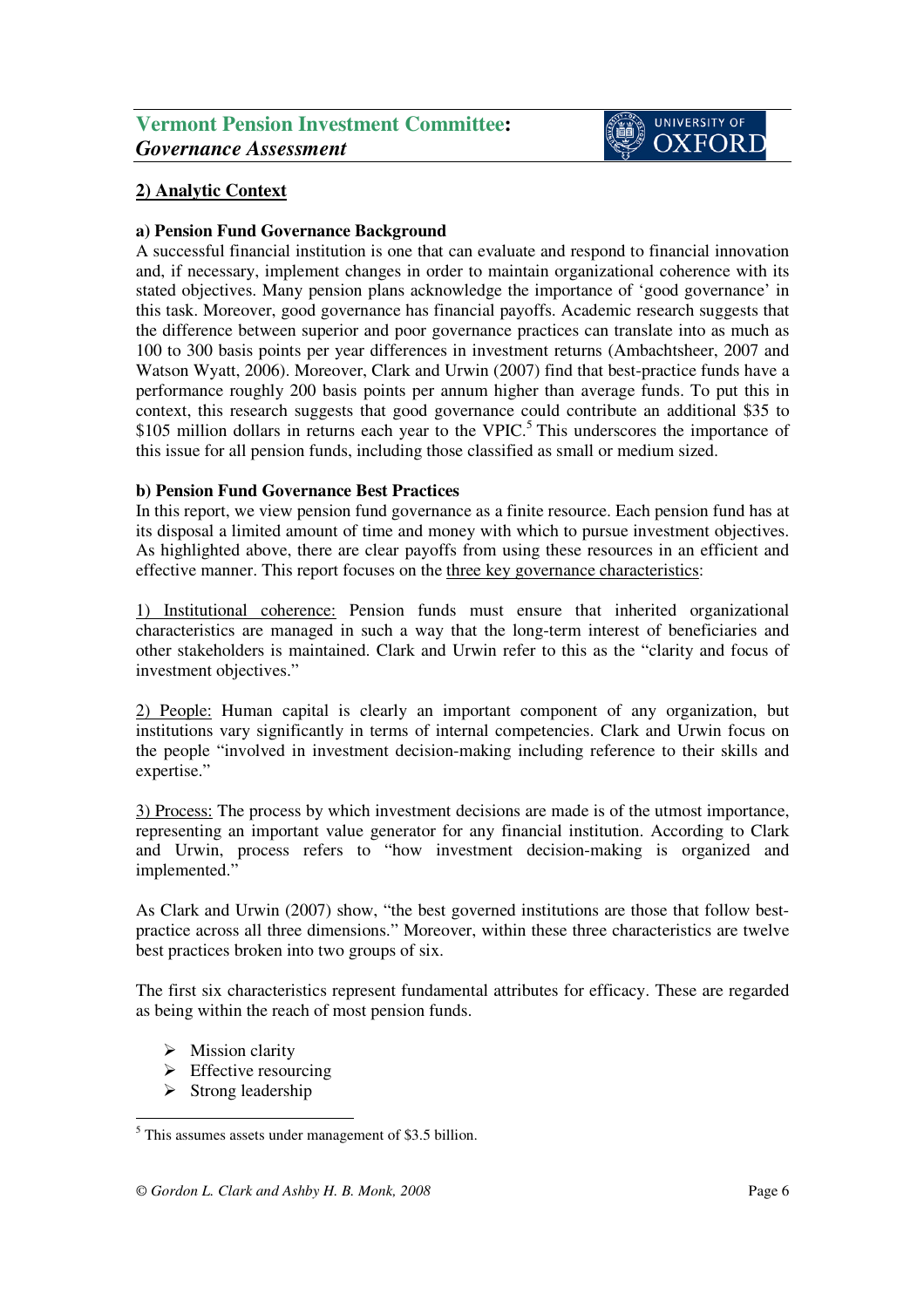## 2) Analytic Context

### a) Pension Fund Governance Background

A successful financial institution is one that can evaluate and respond to financial innovation and, if necessary, implement changes in order to maintain organizational coherence with its stated objectives. Many pension plans acknowledge the importance of 'good governance' in this task. Moreover, good governance has financial payoffs. Academic research suggests that the difference between superior and poor governance practices can translate into as much as 100 to 300 basis points per year differences in investment returns (Ambachtsheer, 2007 and Watson Wyatt, 2006). Moreover, Clark and Urwin (2007) find that best-practice funds have a performance roughly 200 basis points per annum higher than average funds. To put this in context, this research suggests that good governance could contribute an additional $35 to $105 million dollars in returns each year to the VPIC.[5] This underscores the importance of this issue for all pension funds, including those classified as small or medium sized.

### b) Pension Fund Governance Best Practices

In this report, we view pension fund governance as a finite resource. Each pension fund has at its disposal a limited amount of time and money with which to pursue investment objectives. As highlighted above, there are clear payoffs from using these resources in an efficient and effective manner. This report focuses on the three key governance characteristics:

1) Institutional coherence: Pension funds must ensure that inherited organizational characteristics are managed in such a way that the long-term interest of beneficiaries and other stakeholders is maintained. Clark and Urwin refer to this as the "clarity and focus of investment objectives."

2) People: Human capital is clearly an important component of any organization, but institutions vary significantly in terms of internal competencies. Clark and Urwin focus on the people "involved in investment decision-making including reference to their skills and expertise."

3) Process: The process by which investment decisions are made is of the utmost importance, representing an important value generator for any financial institution. According to Clark and Urwin, process refers to "how investment decision-making is organized and implemented."

As Clark and Urwin (2007) show, "the best governed institutions are those that follow best-practice across all three dimensions." Moreover, within these three characteristics are twelve best practices broken into two groups of six.

The first six characteristics represent fundamental attributes for efficacy. These are regarded as being within the reach of most pension funds.

- Mission clarity
- Effective resourcing
- Strong leadership

[5] This assumes assets under management of $3.5 billion.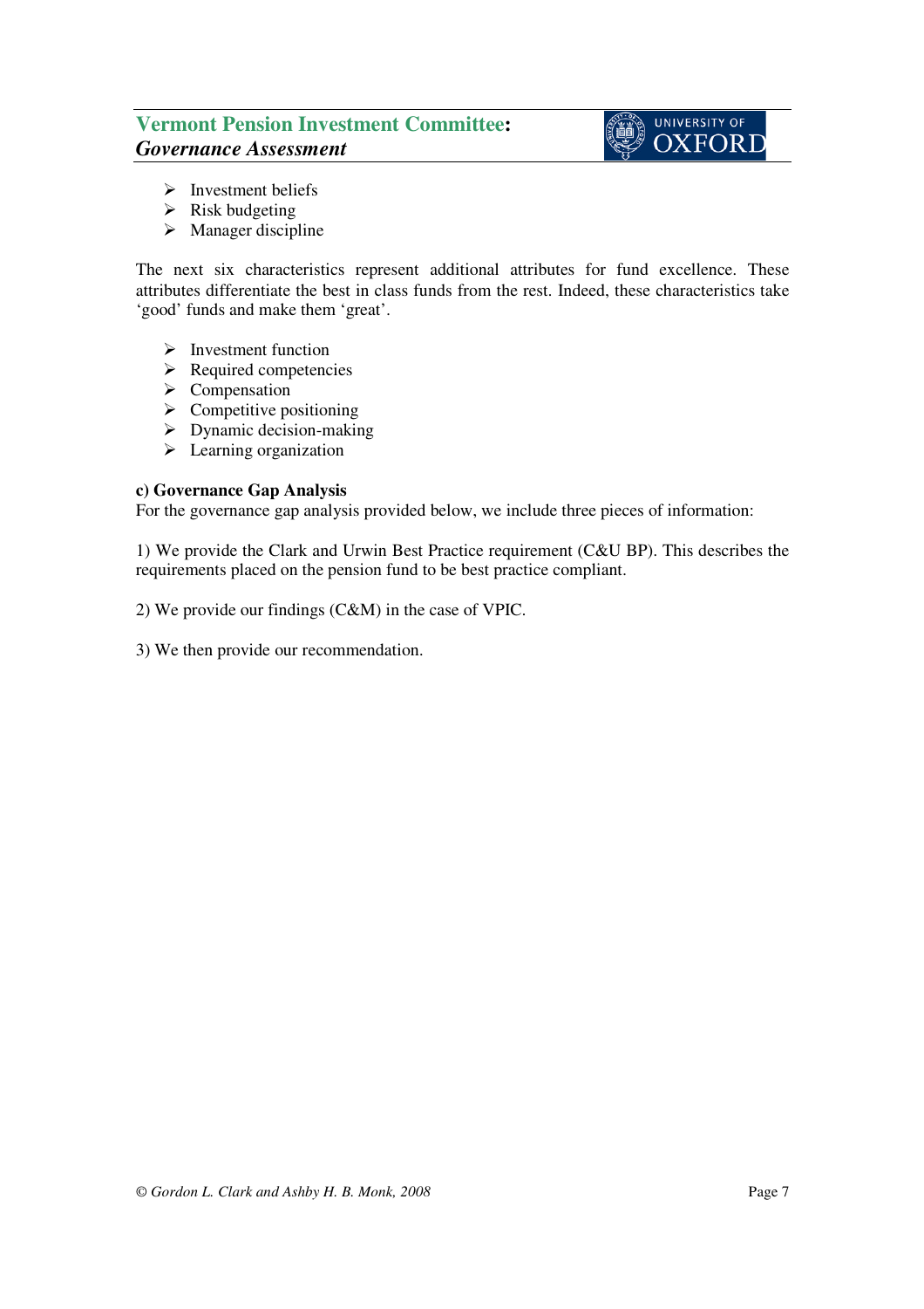- Investment beliefs
- Risk budgeting
- Manager discipline

The next six characteristics represent additional attributes for fund excellence. These attributes differentiate the best in class funds from the rest. Indeed, these characteristics take 'good' funds and make them 'great'.

- Investment function
- Required competencies
- Compensation
- Competitive positioning
- Dynamic decision-making
- Learning organization

**c) Governance Gap Analysis**

For the governance gap analysis provided below, we include three pieces of information:

1) We provide the Clark and Urwin Best Practice requirement (C&U BP). This describes the requirements placed on the pension fund to be best practice compliant.

2) We provide our findings (C&M) in the case of VPIC.

3) We then provide our recommendation.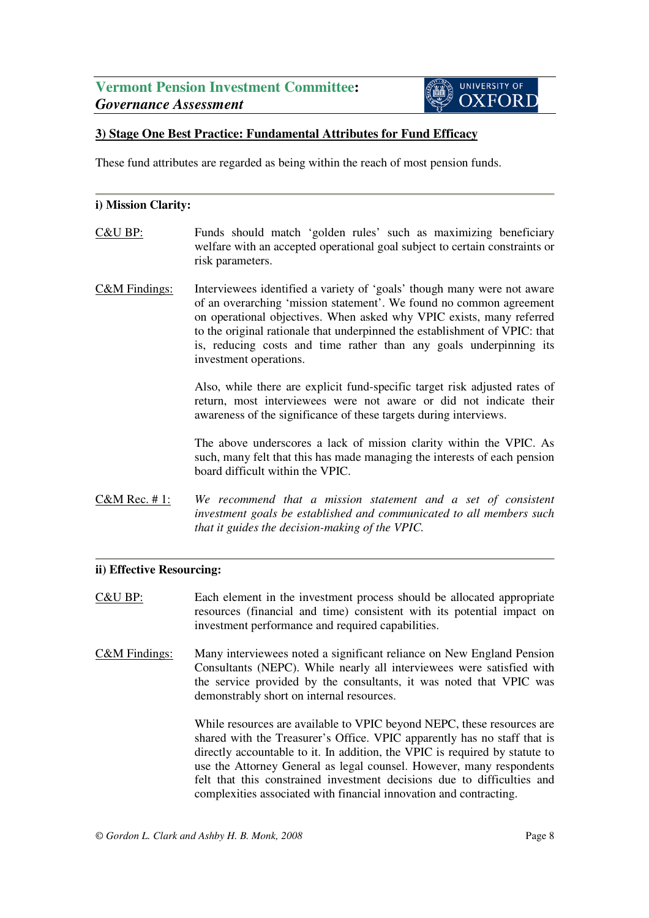### 3) Stage One Best Practice: Fundamental Attributes for Fund Efficacy

These fund attributes are regarded as being within the reach of most pension funds.

---

**i) Mission Clarity:**

C&U BP: Funds should match 'golden rules' such as maximizing beneficiary welfare with an accepted operational goal subject to certain constraints or risk parameters.

C&M Findings: Interviewees identified a variety of 'goals' though many were not aware of an overarching 'mission statement'. We found no common agreement on operational objectives. When asked why VPIC exists, many referred to the original rationale that underpinned the establishment of VPIC: that is, reducing costs and time rather than any goals underpinning its investment operations.

Also, while there are explicit fund-specific target risk adjusted rates of return, most interviewees were not aware or did not indicate their awareness of the significance of these targets during interviews.

The above underscores a lack of mission clarity within the VPIC. As such, many felt that this has made managing the interests of each pension board difficult within the VPIC.

C&M Rec. # 1: *We recommend that a mission statement and a set of consistent investment goals be established and communicated to all members such that it guides the decision-making of the VPIC.*

---

**ii) Effective Resourcing:**

C&U BP: Each element in the investment process should be allocated appropriate resources (financial and time) consistent with its potential impact on investment performance and required capabilities.

C&M Findings: Many interviewees noted a significant reliance on New England Pension Consultants (NEPC). While nearly all interviewees were satisfied with the service provided by the consultants, it was noted that VPIC was demonstrably short on internal resources.

While resources are available to VPIC beyond NEPC, these resources are shared with the Treasurer's Office. VPIC apparently has no staff that is directly accountable to it. In addition, the VPIC is required by statute to use the Attorney General as legal counsel. However, many respondents felt that this constrained investment decisions due to difficulties and complexities associated with financial innovation and contracting.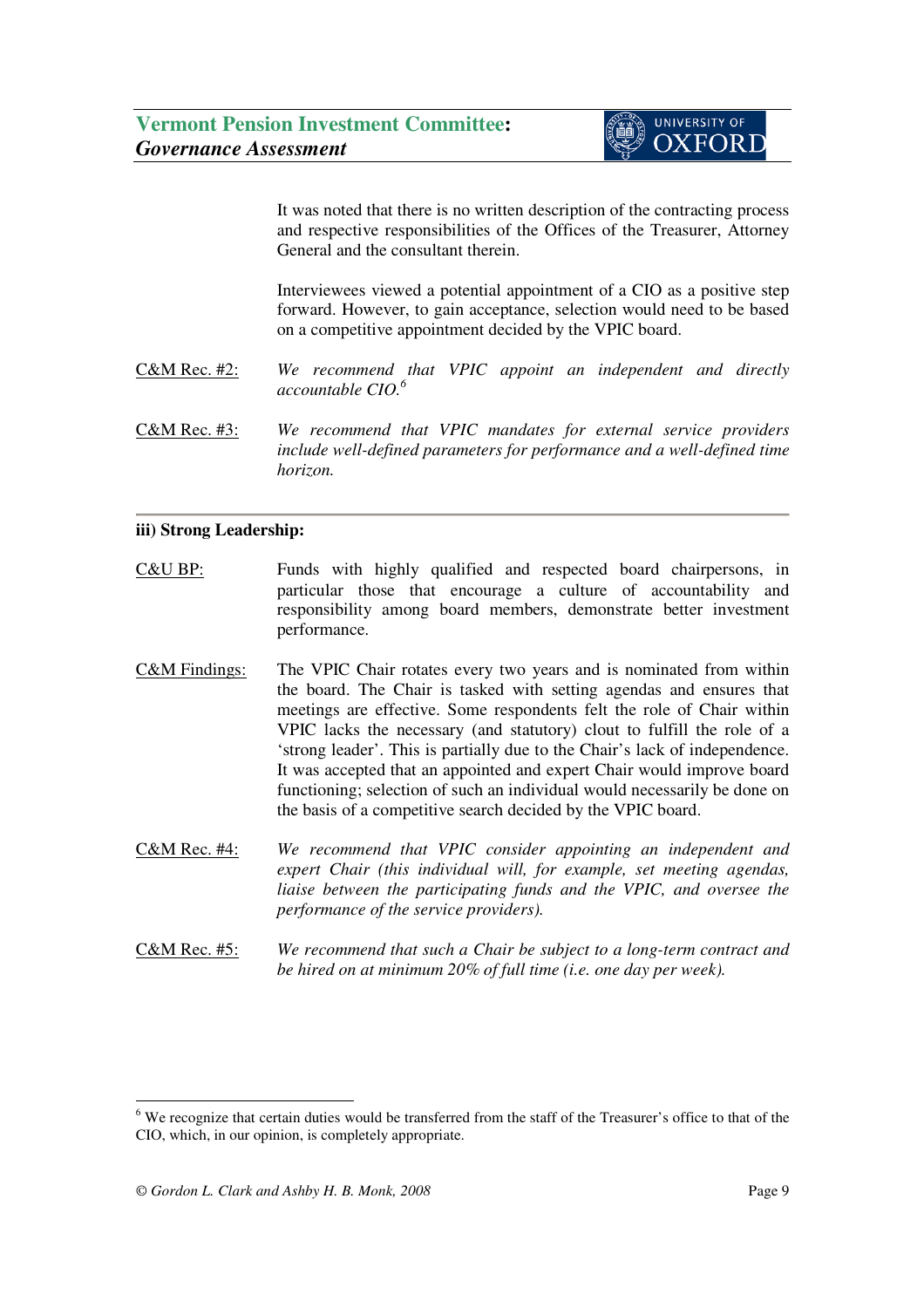It was noted that there is no written description of the contracting process and respective responsibilities of the Offices of the Treasurer, Attorney General and the consultant therein.

Interviewees viewed a potential appointment of a CIO as a positive step forward. However, to gain acceptance, selection would need to be based on a competitive appointment decided by the VPIC board.

C&M Rec. #2: *We recommend that VPIC appoint an independent and directly accountable CIO.*[6]

C&M Rec. #3: *We recommend that VPIC mandates for external service providers include well-defined parameters for performance and a well-defined time horizon.*

---

**iii) Strong Leadership:**

C&U BP: Funds with highly qualified and respected board chairpersons, in particular those that encourage a culture of accountability and responsibility among board members, demonstrate better investment performance.

C&M Findings: The VPIC Chair rotates every two years and is nominated from within the board. The Chair is tasked with setting agendas and ensures that meetings are effective. Some respondents felt the role of Chair within VPIC lacks the necessary (and statutory) clout to fulfill the role of a 'strong leader'. This is partially due to the Chair's lack of independence. It was accepted that an appointed and expert Chair would improve board functioning; selection of such an individual would necessarily be done on the basis of a competitive search decided by the VPIC board.

C&M Rec. #4: *We recommend that VPIC consider appointing an independent and expert Chair (this individual will, for example, set meeting agendas, liaise between the participating funds and the VPIC, and oversee the performance of the service providers).*

C&M Rec. #5: *We recommend that such a Chair be subject to a long-term contract and be hired on at minimum 20% of full time (i.e. one day per week).*

---

[6] We recognize that certain duties would be transferred from the staff of the Treasurer's office to that of the CIO, which, in our opinion, is completely appropriate.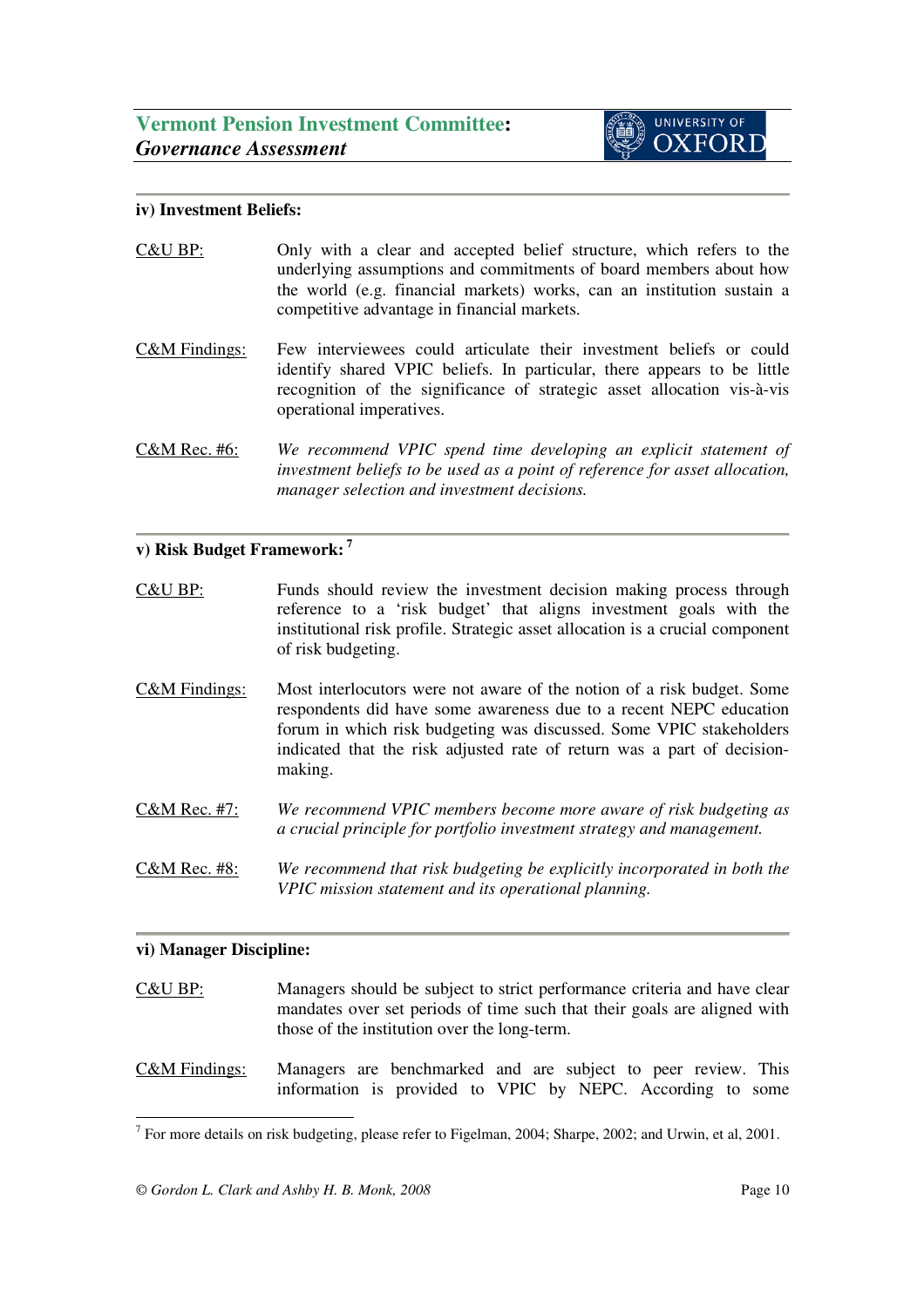### iv) Investment Beliefs:

<u>C&U BP:</u> Only with a clear and accepted belief structure, which refers to the underlying assumptions and commitments of board members about how the world (e.g. financial markets) works, can an institution sustain a competitive advantage in financial markets.

<u>C&M Findings:</u> Few interviewees could articulate their investment beliefs or could identify shared VPIC beliefs. In particular, there appears to be little recognition of the significance of strategic asset allocation vis-à-vis operational imperatives.

<u>C&M Rec. #6:</u> *We recommend VPIC spend time developing an explicit statement of investment beliefs to be used as a point of reference for asset allocation, manager selection and investment decisions.*

### v) Risk Budget Framework: [7]

<u>C&U BP:</u> Funds should review the investment decision making process through reference to a 'risk budget' that aligns investment goals with the institutional risk profile. Strategic asset allocation is a crucial component of risk budgeting.

<u>C&M Findings:</u> Most interlocutors were not aware of the notion of a risk budget. Some respondents did have some awareness due to a recent NEPC education forum in which risk budgeting was discussed. Some VPIC stakeholders indicated that the risk adjusted rate of return was a part of decision-making.

<u>C&M Rec. #7:</u> *We recommend VPIC members become more aware of risk budgeting as a crucial principle for portfolio investment strategy and management.*

<u>C&M Rec. #8:</u> *We recommend that risk budgeting be explicitly incorporated in both the VPIC mission statement and its operational planning.*

### vi) Manager Discipline:

<u>C&U BP:</u> Managers should be subject to strict performance criteria and have clear mandates over set periods of time such that their goals are aligned with those of the institution over the long-term.

<u>C&M Findings:</u> Managers are benchmarked and are subject to peer review. This information is provided to VPIC by NEPC. According to some

[7] For more details on risk budgeting, please refer to Figelman, 2004; Sharpe, 2002; and Urwin, et al, 2001.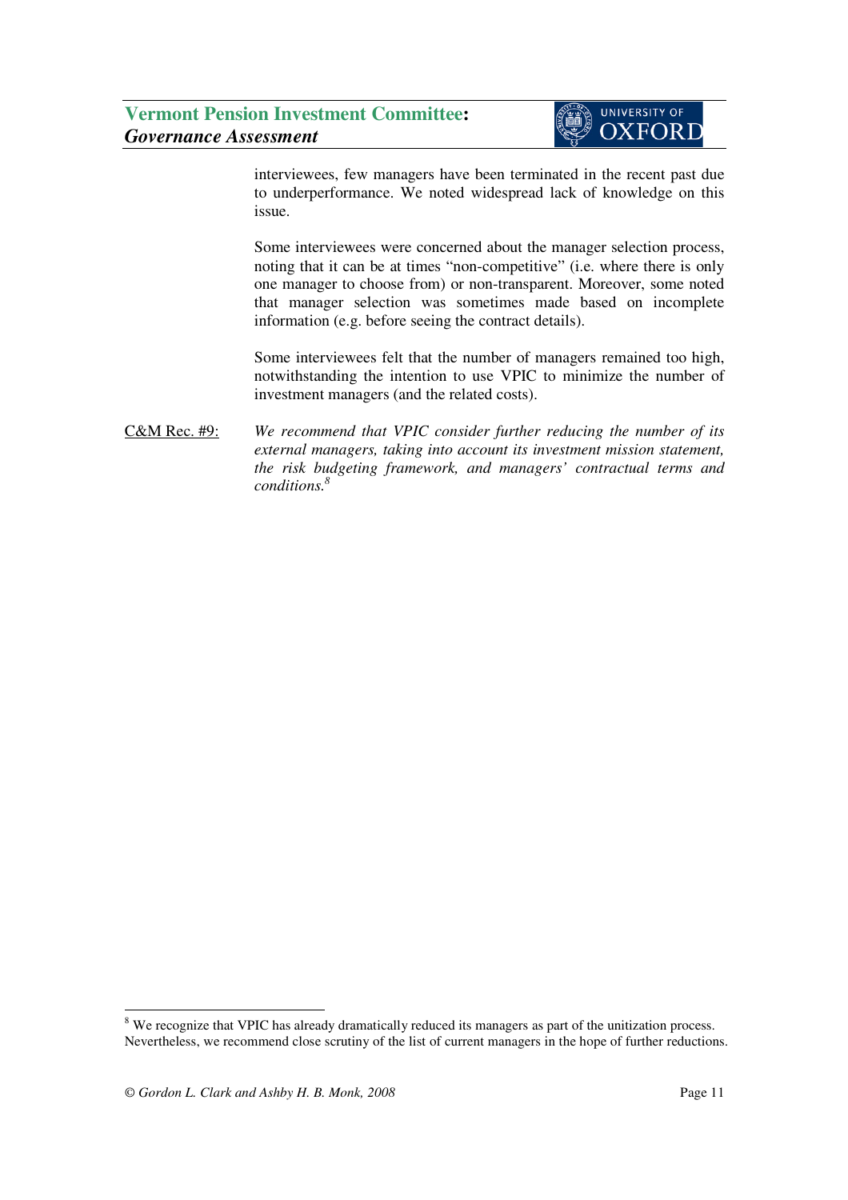interviewees, few managers have been terminated in the recent past due to underperformance. We noted widespread lack of knowledge on this issue.

Some interviewees were concerned about the manager selection process, noting that it can be at times "non-competitive" (i.e. where there is only one manager to choose from) or non-transparent. Moreover, some noted that manager selection was sometimes made based on incomplete information (e.g. before seeing the contract details).

Some interviewees felt that the number of managers remained too high, notwithstanding the intention to use VPIC to minimize the number of investment managers (and the related costs).

<u>C&M Rec. #9:</u> *We recommend that VPIC consider further reducing the number of its external managers, taking into account its investment mission statement, the risk budgeting framework, and managers' contractual terms and conditions.*[8]

---

[8] We recognize that VPIC has already dramatically reduced its managers as part of the unitization process. Nevertheless, we recommend close scrutiny of the list of current managers in the hope of further reductions.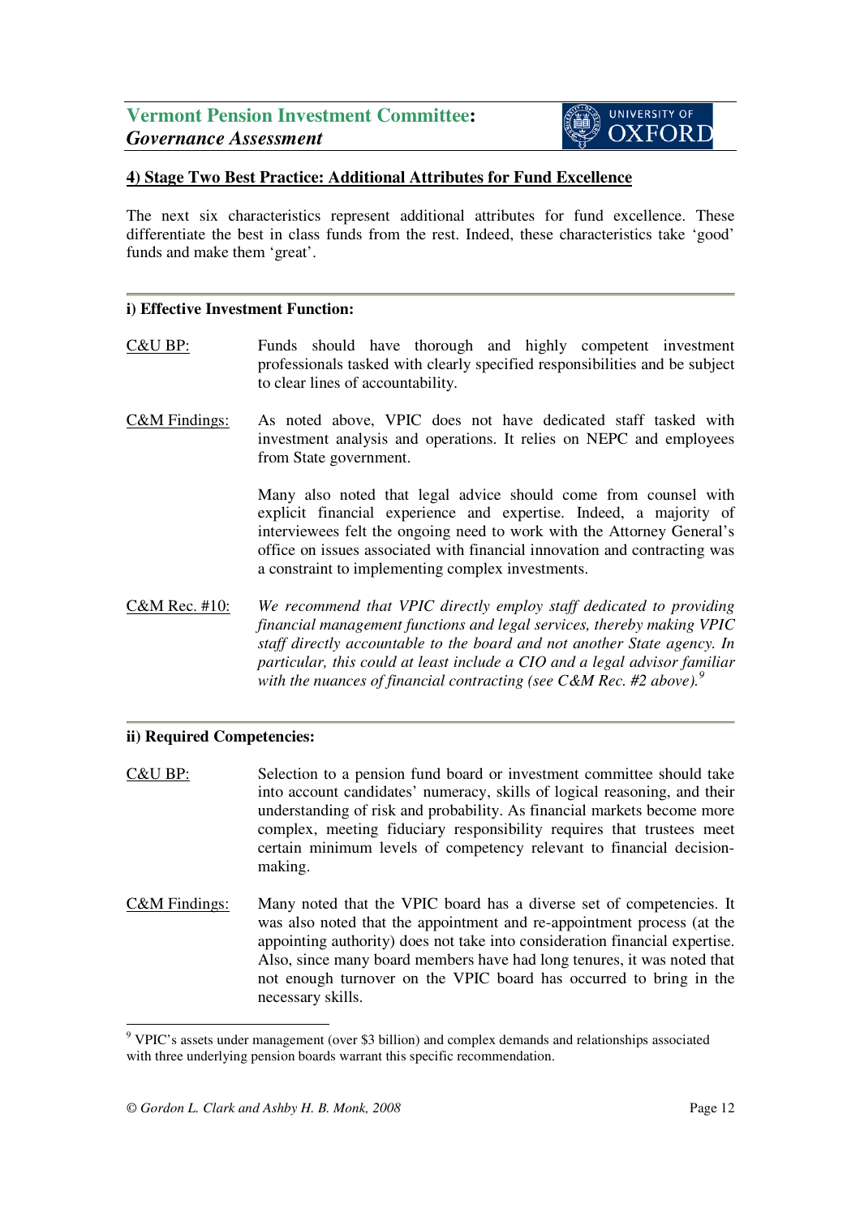## 4) Stage Two Best Practice: Additional Attributes for Fund Excellence

The next six characteristics represent additional attributes for fund excellence. These differentiate the best in class funds from the rest. Indeed, these characteristics take 'good' funds and make them 'great'.

---

**i) Effective Investment Function:**

C&U BP: Funds should have thorough and highly competent investment professionals tasked with clearly specified responsibilities and be subject to clear lines of accountability.

C&M Findings: As noted above, VPIC does not have dedicated staff tasked with investment analysis and operations. It relies on NEPC and employees from State government.

Many also noted that legal advice should come from counsel with explicit financial experience and expertise. Indeed, a majority of interviewees felt the ongoing need to work with the Attorney General's office on issues associated with financial innovation and contracting was a constraint to implementing complex investments.

C&M Rec. #10: *We recommend that VPIC directly employ staff dedicated to providing financial management functions and legal services, thereby making VPIC staff directly accountable to the board and not another State agency. In particular, this could at least include a CIO and a legal advisor familiar with the nuances of financial contracting (see C&M Rec. #2 above).*[9]

---

**ii) Required Competencies:**

C&U BP: Selection to a pension fund board or investment committee should take into account candidates' numeracy, skills of logical reasoning, and their understanding of risk and probability. As financial markets become more complex, meeting fiduciary responsibility requires that trustees meet certain minimum levels of competency relevant to financial decision-making.

C&M Findings: Many noted that the VPIC board has a diverse set of competencies. It was also noted that the appointment and re-appointment process (at the appointing authority) does not take into consideration financial expertise. Also, since many board members have had long tenures, it was noted that not enough turnover on the VPIC board has occurred to bring in the necessary skills.

---

[9] VPIC's assets under management (over $3 billion) and complex demands and relationships associated with three underlying pension boards warrant this specific recommendation.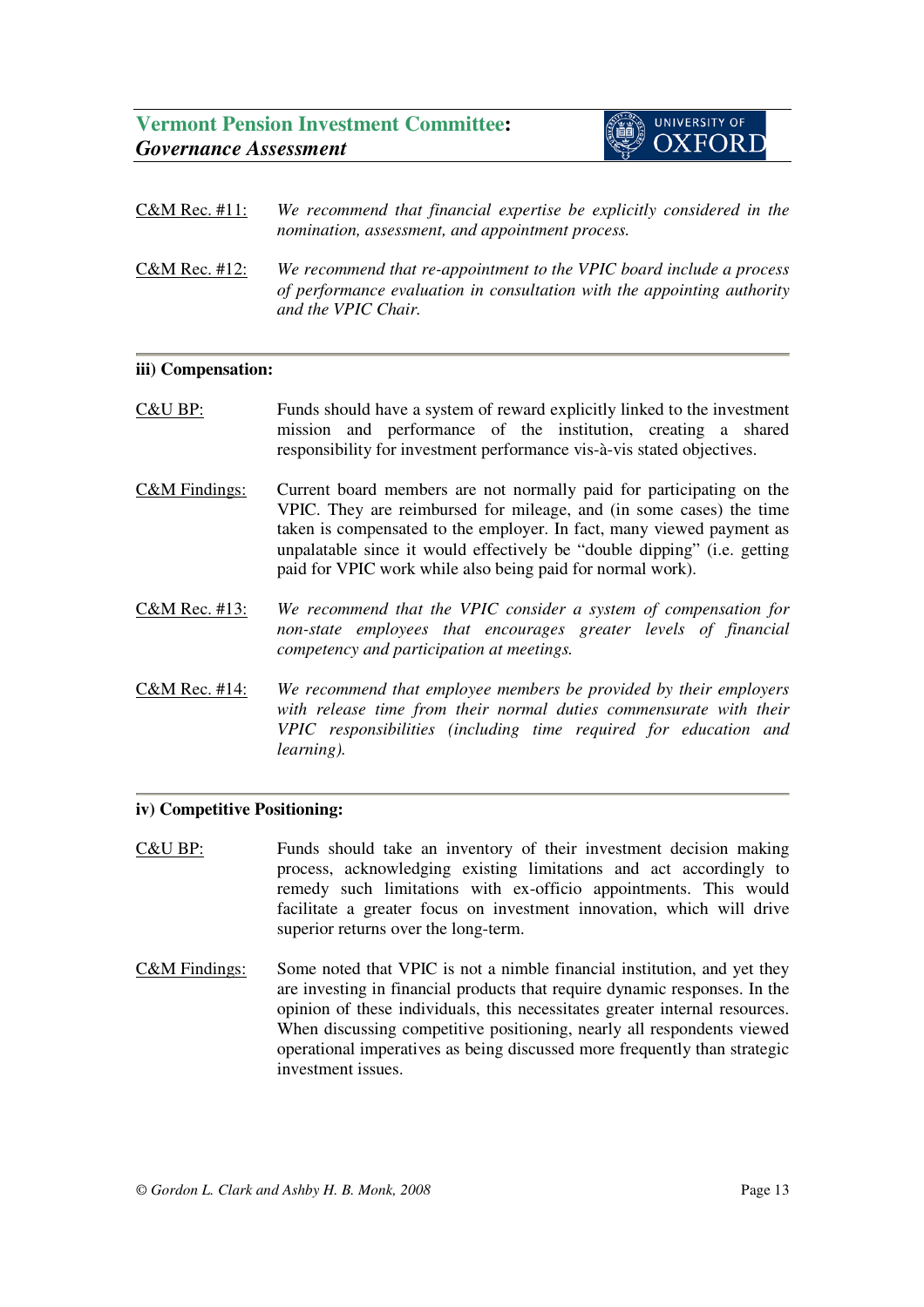C&M Rec. #11: *We recommend that financial expertise be explicitly considered in the nomination, assessment, and appointment process.*

C&M Rec. #12: *We recommend that re-appointment to the VPIC board include a process of performance evaluation in consultation with the appointing authority and the VPIC Chair.*

**iii) Compensation:**

C&U BP: Funds should have a system of reward explicitly linked to the investment mission and performance of the institution, creating a shared responsibility for investment performance vis-à-vis stated objectives.

C&M Findings: Current board members are not normally paid for participating on the VPIC. They are reimbursed for mileage, and (in some cases) the time taken is compensated to the employer. In fact, many viewed payment as unpalatable since it would effectively be "double dipping" (i.e. getting paid for VPIC work while also being paid for normal work).

C&M Rec. #13: *We recommend that the VPIC consider a system of compensation for non-state employees that encourages greater levels of financial competency and participation at meetings.*

C&M Rec. #14: *We recommend that employee members be provided by their employers with release time from their normal duties commensurate with their VPIC responsibilities (including time required for education and learning).*

**iv) Competitive Positioning:**

C&U BP: Funds should take an inventory of their investment decision making process, acknowledging existing limitations and act accordingly to remedy such limitations with ex-officio appointments. This would facilitate a greater focus on investment innovation, which will drive superior returns over the long-term.

C&M Findings: Some noted that VPIC is not a nimble financial institution, and yet they are investing in financial products that require dynamic responses. In the opinion of these individuals, this necessitates greater internal resources. When discussing competitive positioning, nearly all respondents viewed operational imperatives as being discussed more frequently than strategic investment issues.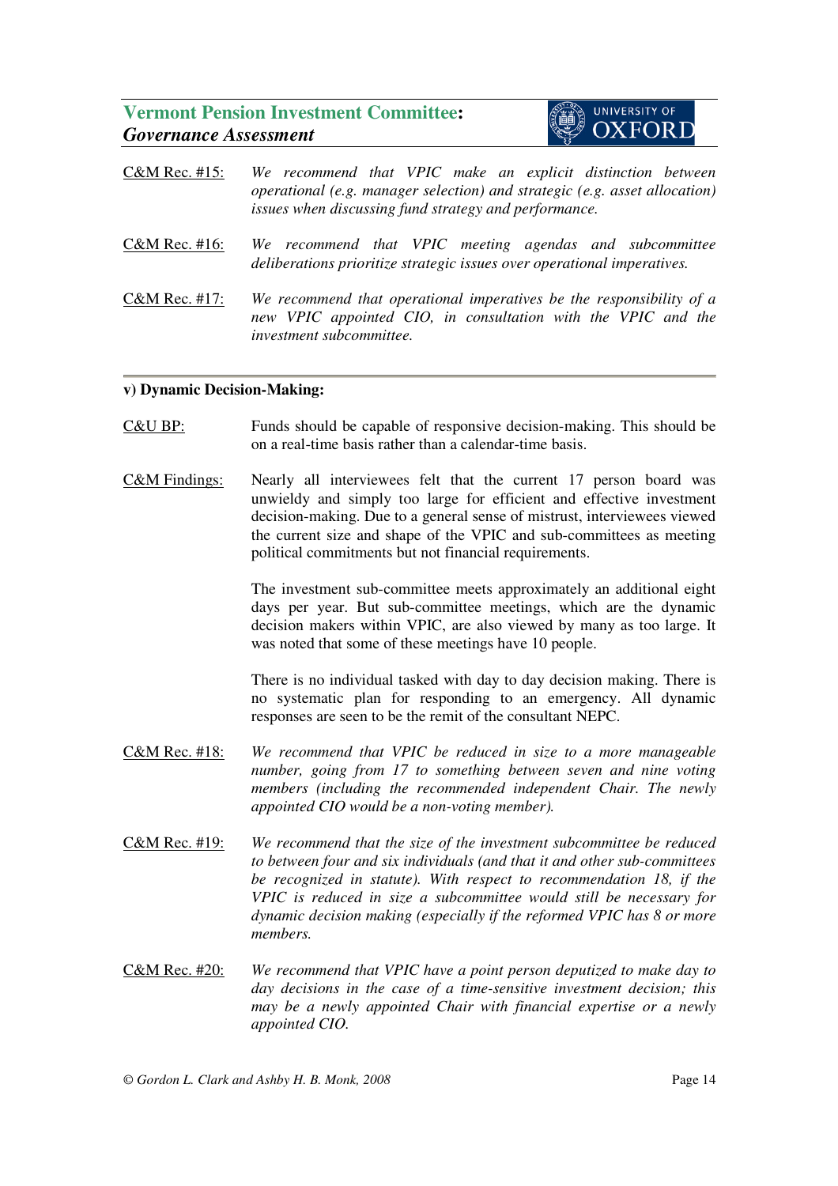<u>C&M Rec. #15:</u> *We recommend that VPIC make an explicit distinction between operational (e.g. manager selection) and strategic (e.g. asset allocation) issues when discussing fund strategy and performance.*

<u>C&M Rec. #16:</u> *We recommend that VPIC meeting agendas and subcommittee deliberations prioritize strategic issues over operational imperatives.*

<u>C&M Rec. #17:</u> *We recommend that operational imperatives be the responsibility of a new VPIC appointed CIO, in consultation with the VPIC and the investment subcommittee.*

---

**v) Dynamic Decision-Making:**

<u>C&U BP:</u> Funds should be capable of responsive decision-making. This should be on a real-time basis rather than a calendar-time basis.

<u>C&M Findings:</u> Nearly all interviewees felt that the current 17 person board was unwieldy and simply too large for efficient and effective investment decision-making. Due to a general sense of mistrust, interviewees viewed the current size and shape of the VPIC and sub-committees as meeting political commitments but not financial requirements.

The investment sub-committee meets approximately an additional eight days per year. But sub-committee meetings, which are the dynamic decision makers within VPIC, are also viewed by many as too large. It was noted that some of these meetings have 10 people.

There is no individual tasked with day to day decision making. There is no systematic plan for responding to an emergency. All dynamic responses are seen to be the remit of the consultant NEPC.

<u>C&M Rec. #18:</u> *We recommend that VPIC be reduced in size to a more manageable number, going from 17 to something between seven and nine voting members (including the recommended independent Chair. The newly appointed CIO would be a non-voting member).*

<u>C&M Rec. #19:</u> *We recommend that the size of the investment subcommittee be reduced to between four and six individuals (and that it and other sub-committees be recognized in statute). With respect to recommendation 18, if the VPIC is reduced in size a subcommittee would still be necessary for dynamic decision making (especially if the reformed VPIC has 8 or more members.*

<u>C&M Rec. #20:</u> *We recommend that VPIC have a point person deputized to make day to day decisions in the case of a time-sensitive investment decision; this may be a newly appointed Chair with financial expertise or a newly appointed CIO.*

*© Gordon L. Clark and Ashby H. B. Monk, 2008*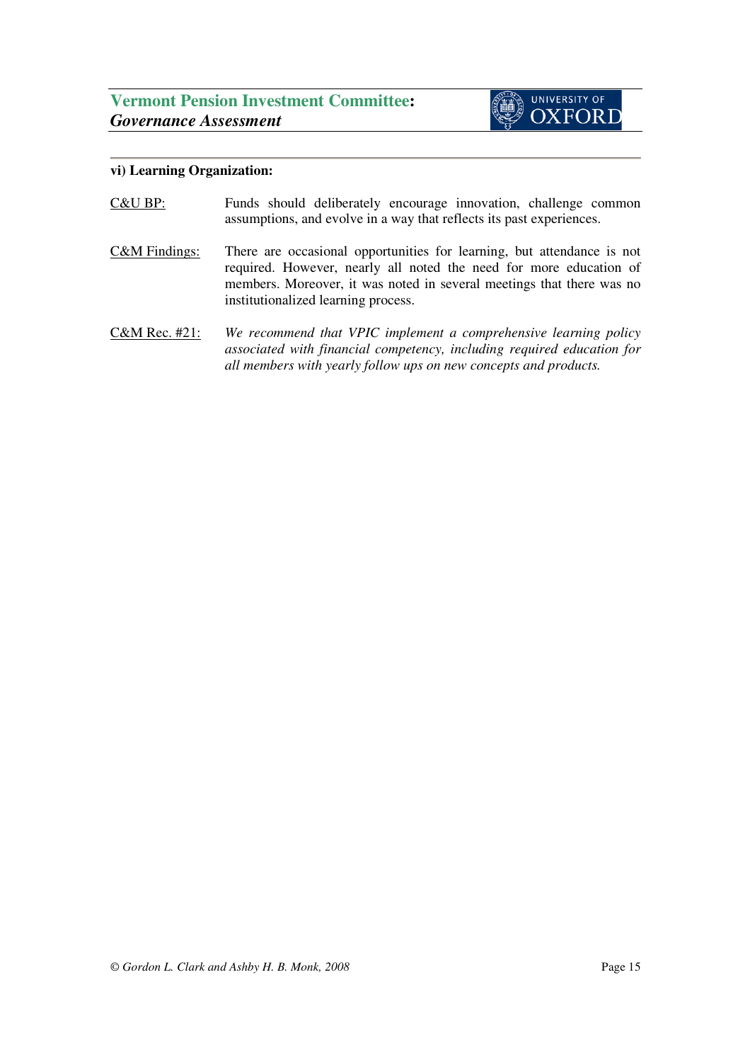**vi) Learning Organization:**

C&U BP: Funds should deliberately encourage innovation, challenge common assumptions, and evolve in a way that reflects its past experiences.

C&M Findings: There are occasional opportunities for learning, but attendance is not required. However, nearly all noted the need for more education of members. Moreover, it was noted in several meetings that there was no institutionalized learning process.

C&M Rec. #21: *We recommend that VPIC implement a comprehensive learning policy associated with financial competency, including required education for all members with yearly follow ups on new concepts and products.*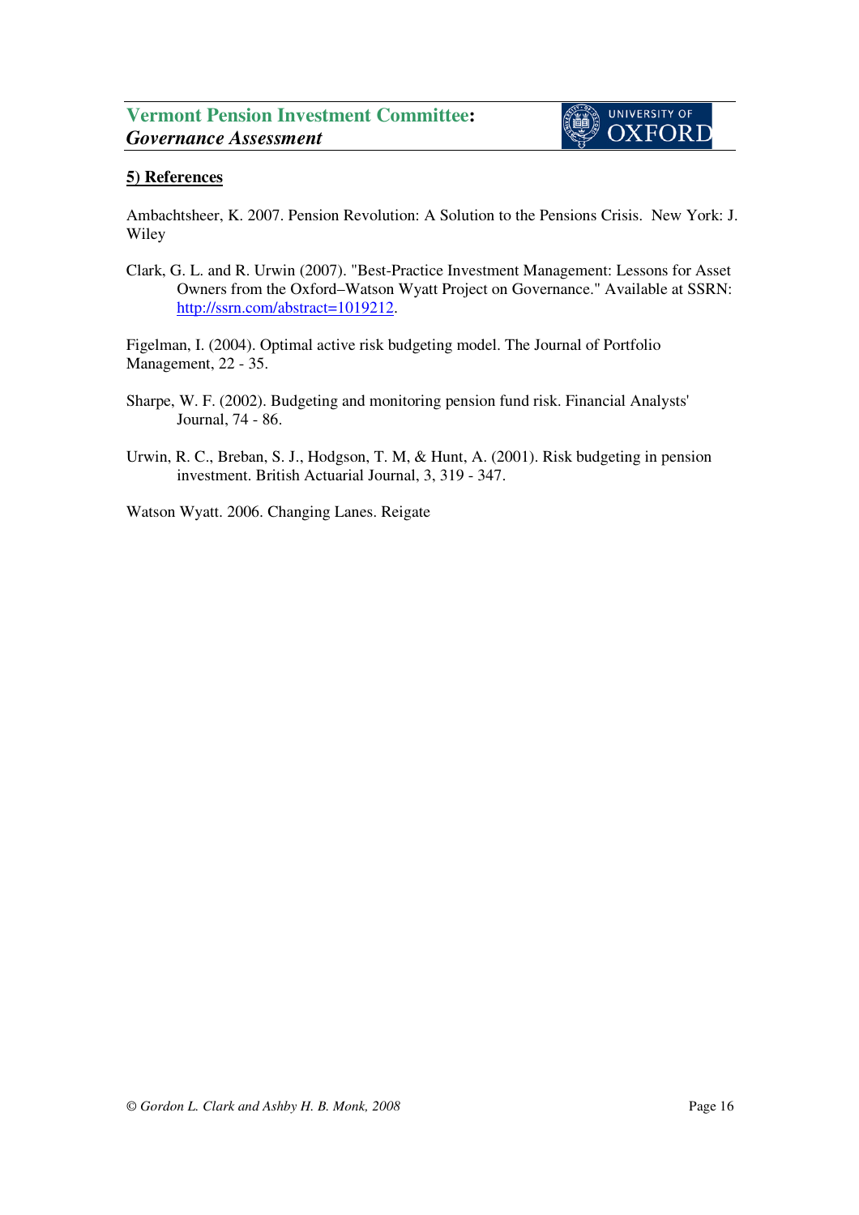## 5) References

Ambachtsheer, K. 2007. Pension Revolution: A Solution to the Pensions Crisis. New York: J. Wiley

Clark, G. L. and R. Urwin (2007). "Best-Practice Investment Management: Lessons for Asset Owners from the Oxford–Watson Wyatt Project on Governance." Available at SSRN: http://ssrn.com/abstract=1019212.

Figelman, I. (2004). Optimal active risk budgeting model. The Journal of Portfolio Management, 22 - 35.

Sharpe, W. F. (2002). Budgeting and monitoring pension fund risk. Financial Analysts' Journal, 74 - 86.

Urwin, R. C., Breban, S. J., Hodgson, T. M, & Hunt, A. (2001). Risk budgeting in pension investment. British Actuarial Journal, 3, 319 - 347.

Watson Wyatt. 2006. Changing Lanes. Reigate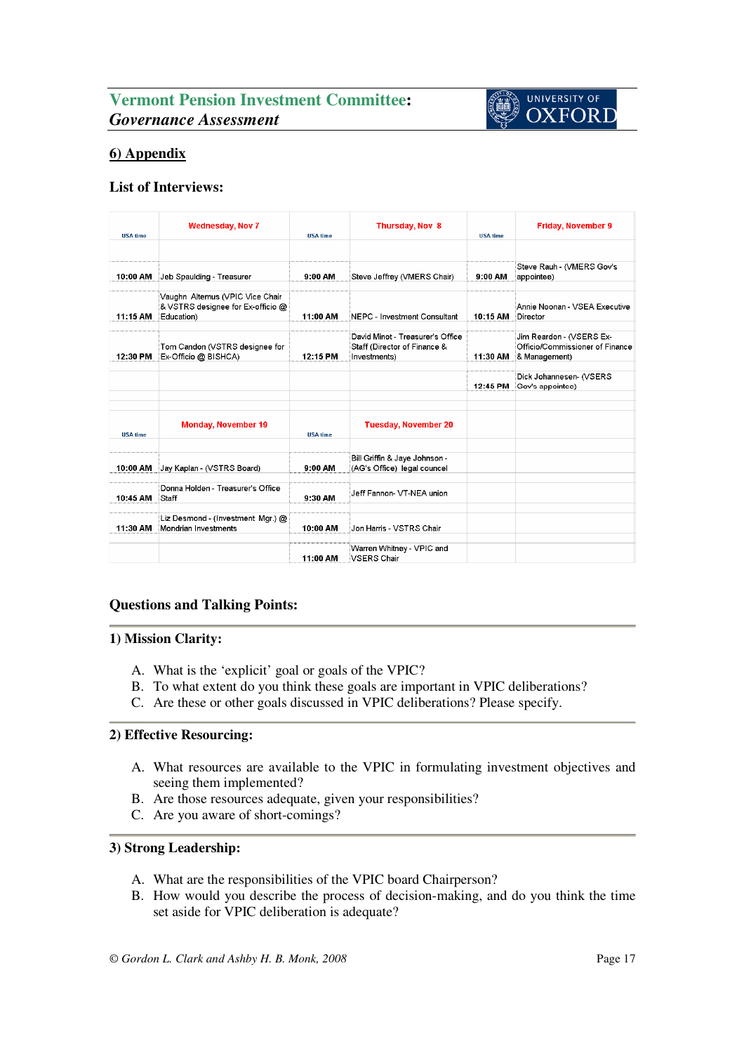## 6) Appendix

### List of Interviews:

| USA time | Wednesday, Nov 7 | USA time | Thursday, Nov 8 | USA time | Friday, November 9 |
|---|---|---|---|---|---|
| 10:00 AM | Jeb Spaulding - Treasurer | 9:00 AM | Steve Jeffrey (VMERS Chair) | 9:00 AM | Steve Rauh - (VMERS Gov's appointee) |
| 11:15 AM | Vaughn Altemus (VPIC Vice Chair & VSTRS designee for Ex-officio @ Education) | 11:00 AM | NEPC - Investment Consultant | 10:15 AM | Annie Noonan - VSEA Executive Director |
| 12:30 PM | Tom Candon (VSTRS designee for Ex-Officio @ BISHCA) | 12:15 PM | David Minot - Treasurer's Office Staff (Director of Finance & Investments) | 11:30 AM | Jim Reardon - (VSERS Ex-Officio/Commissioner of Finance & Management) |
| | | | | 12:45 PM | Dick Johannesen- (VSERS Gov's appointee) |

| USA time | Monday, November 19 | USA time | Tuesday, November 20 |
|---|---|---|---|
| 10:00 AM | Jay Kaplan - (VSTRS Board) | 9:00 AM | Bill Griffin & Jaye Johnson - (AG's Office) legal councel |
| 10:45 AM | Donna Holden - Treasurer's Office Staff | 9:30 AM | Jeff Fannon- VT-NEA union |
| 11:30 AM | Liz Desmond - (Investment Mgr.) @ Mondrian Investments | 10:00 AM | Jon Harris - VSTRS Chair |
| | | 11:00 AM | Warren Whitney - VPIC and VSERS Chair |

### Questions and Talking Points:

#### 1) Mission Clarity:

A. What is the 'explicit' goal or goals of the VPIC?
B. To what extent do you think these goals are important in VPIC deliberations?
C. Are these or other goals discussed in VPIC deliberations? Please specify.

#### 2) Effective Resourcing:

A. What resources are available to the VPIC in formulating investment objectives and seeing them implemented?
B. Are those resources adequate, given your responsibilities?
C. Are you aware of short-comings?

#### 3) Strong Leadership:

A. What are the responsibilities of the VPIC board Chairperson?
B. How would you describe the process of decision-making, and do you think the time set aside for VPIC deliberation is adequate?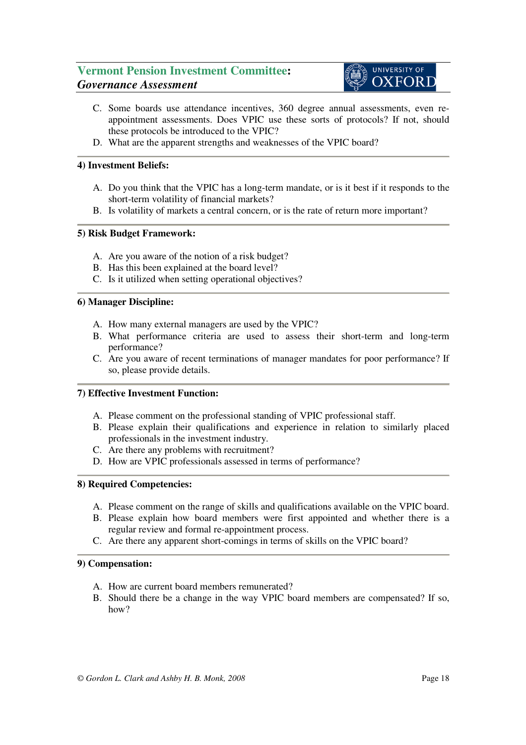C. Some boards use attendance incentives, 360 degree annual assessments, even re-appointment assessments. Does VPIC use these sorts of protocols? If not, should these protocols be introduced to the VPIC?
D. What are the apparent strengths and weaknesses of the VPIC board?

**4) Investment Beliefs:**

A. Do you think that the VPIC has a long-term mandate, or is it best if it responds to the short-term volatility of financial markets?
B. Is volatility of markets a central concern, or is the rate of return more important?

**5) Risk Budget Framework:**

A. Are you aware of the notion of a risk budget?
B. Has this been explained at the board level?
C. Is it utilized when setting operational objectives?

**6) Manager Discipline:**

A. How many external managers are used by the VPIC?
B. What performance criteria are used to assess their short-term and long-term performance?
C. Are you aware of recent terminations of manager mandates for poor performance? If so, please provide details.

**7) Effective Investment Function:**

A. Please comment on the professional standing of VPIC professional staff.
B. Please explain their qualifications and experience in relation to similarly placed professionals in the investment industry.
C. Are there any problems with recruitment?
D. How are VPIC professionals assessed in terms of performance?

**8) Required Competencies:**

A. Please comment on the range of skills and qualifications available on the VPIC board.
B. Please explain how board members were first appointed and whether there is a regular review and formal re-appointment process.
C. Are there any apparent short-comings in terms of skills on the VPIC board?

**9) Compensation:**

A. How are current board members remunerated?
B. Should there be a change in the way VPIC board members are compensated? If so, how?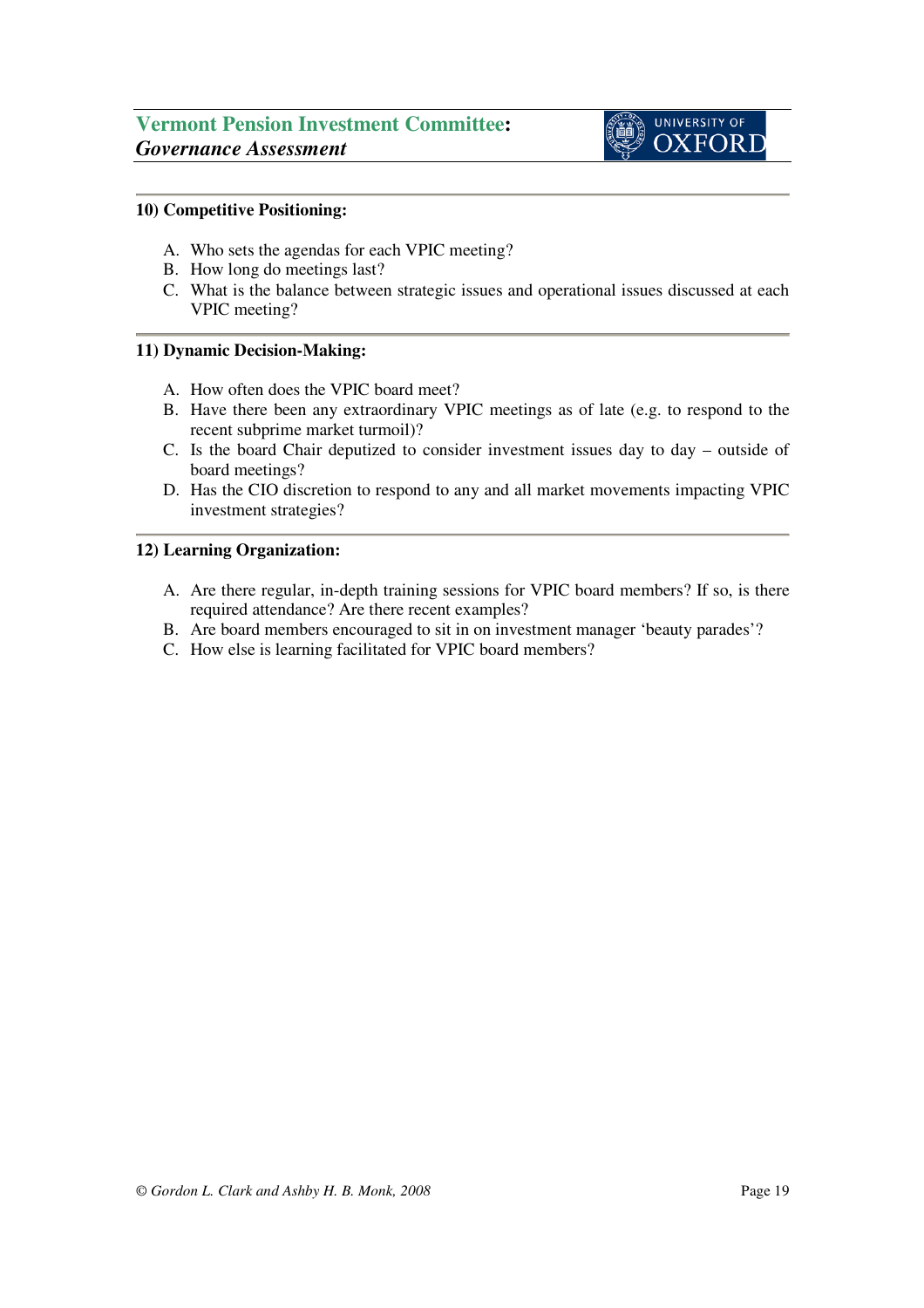**10) Competitive Positioning:**

A. Who sets the agendas for each VPIC meeting?
B. How long do meetings last?
C. What is the balance between strategic issues and operational issues discussed at each VPIC meeting?

**11) Dynamic Decision-Making:**

A. How often does the VPIC board meet?
B. Have there been any extraordinary VPIC meetings as of late (e.g. to respond to the recent subprime market turmoil)?
C. Is the board Chair deputized to consider investment issues day to day – outside of board meetings?
D. Has the CIO discretion to respond to any and all market movements impacting VPIC investment strategies?

**12) Learning Organization:**

A. Are there regular, in-depth training sessions for VPIC board members? If so, is there required attendance? Are there recent examples?
B. Are board members encouraged to sit in on investment manager 'beauty parades'?
C. How else is learning facilitated for VPIC board members?

*© Gordon L. Clark and Ashby H. B. Monk, 2008*